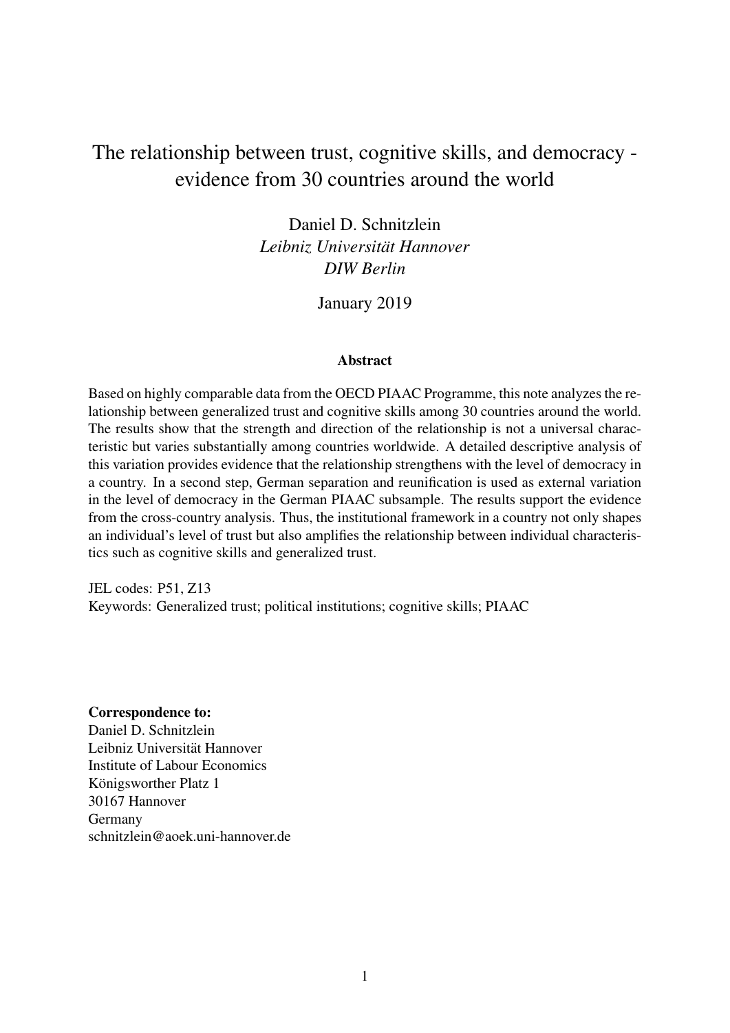# The relationship between trust, cognitive skills, and democracy - evidence from 30 countries around the world

Daniel D. Schnitzlein
*Leibniz Universität Hannover*
*DIW Berlin*

January 2019

## Abstract

Based on highly comparable data from the OECD PIAAC Programme, this note analyzes the relationship between generalized trust and cognitive skills among 30 countries around the world. The results show that the strength and direction of the relationship is not a universal characteristic but varies substantially among countries worldwide. A detailed descriptive analysis of this variation provides evidence that the relationship strengthens with the level of democracy in a country. In a second step, German separation and reunification is used as external variation in the level of democracy in the German PIAAC subsample. The results support the evidence from the cross-country analysis. Thus, the institutional framework in a country not only shapes an individual's level of trust but also amplifies the relationship between individual characteristics such as cognitive skills and generalized trust.

JEL codes: P51, Z13
Keywords: Generalized trust; political institutions; cognitive skills; PIAAC

**Correspondence to:**
Daniel D. Schnitzlein
Leibniz Universität Hannover
Institute of Labour Economics
Königsworther Platz 1
30167 Hannover
Germany
schnitzlein@aoek.uni-hannover.de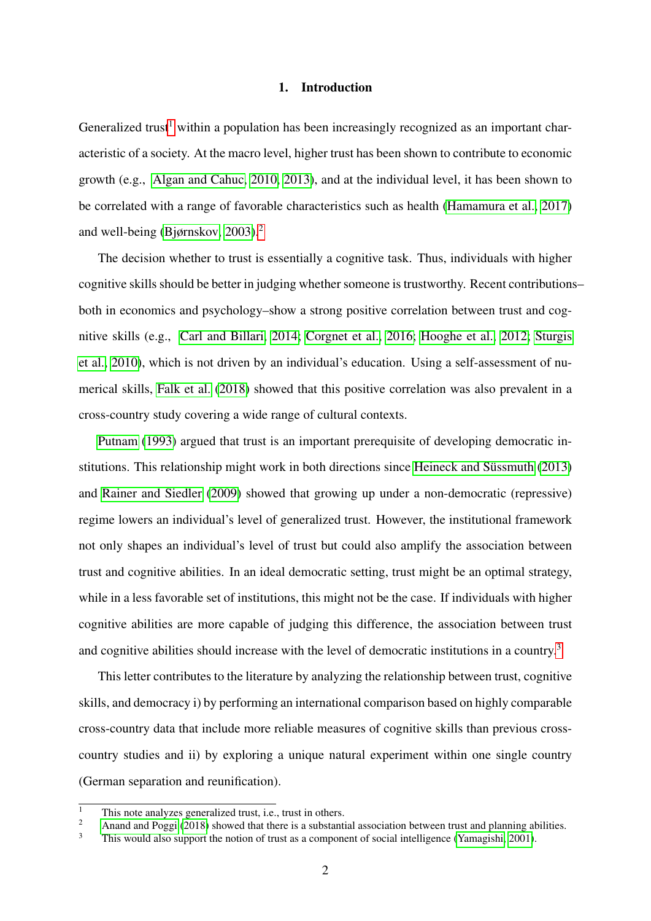## 1. Introduction

Generalized trust[1] within a population has been increasingly recognized as an important characteristic of a society. At the macro level, higher trust has been shown to contribute to economic growth (e.g., Algan and Cahuc, 2010, 2013), and at the individual level, it has been shown to be correlated with a range of favorable characteristics such as health (Hamamura et al., 2017) and well-being (Bjørnskov, 2003).[2]

The decision whether to trust is essentially a cognitive task. Thus, individuals with higher cognitive skills should be better in judging whether someone is trustworthy. Recent contributions–both in economics and psychology–show a strong positive correlation between trust and cognitive skills (e.g., Carl and Billari, 2014; Corgnet et al., 2016; Hooghe et al., 2012; Sturgis et al., 2010), which is not driven by an individual's education. Using a self-assessment of numerical skills, Falk et al. (2018) showed that this positive correlation was also prevalent in a cross-country study covering a wide range of cultural contexts.

Putnam (1993) argued that trust is an important prerequisite of developing democratic institutions. This relationship might work in both directions since Heineck and Süssmuth (2013) and Rainer and Siedler (2009) showed that growing up under a non-democratic (repressive) regime lowers an individual's level of generalized trust. However, the institutional framework not only shapes an individual's level of trust but could also amplify the association between trust and cognitive abilities. In an ideal democratic setting, trust might be an optimal strategy, while in a less favorable set of institutions, this might not be the case. If individuals with higher cognitive abilities are more capable of judging this difference, the association between trust and cognitive abilities should increase with the level of democratic institutions in a country.[3]

This letter contributes to the literature by analyzing the relationship between trust, cognitive skills, and democracy i) by performing an international comparison based on highly comparable cross-country data that include more reliable measures of cognitive skills than previous cross-country studies and ii) by exploring a unique natural experiment within one single country (German separation and reunification).

[1] This note analyzes generalized trust, i.e., trust in others.

[2] Anand and Poggi (2018) showed that there is a substantial association between trust and planning abilities.

[3] This would also support the notion of trust as a component of social intelligence (Yamagishi, 2001).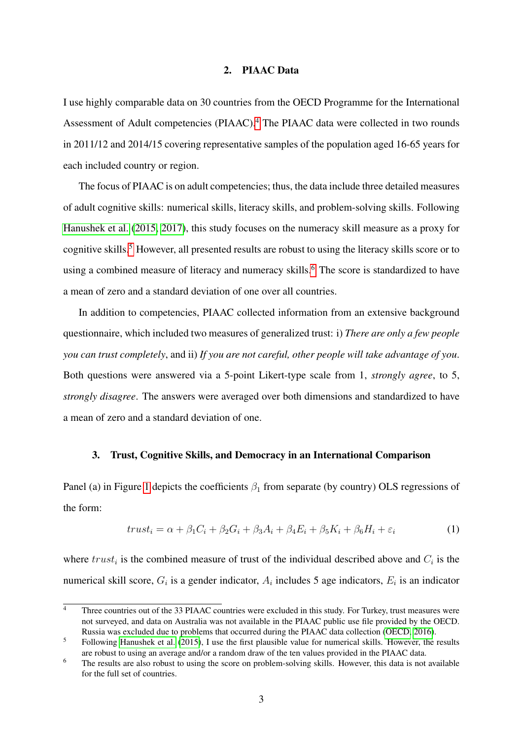## 2. PIAAC Data

I use highly comparable data on 30 countries from the OECD Programme for the International Assessment of Adult competencies (PIAAC).[4] The PIAAC data were collected in two rounds in 2011/12 and 2014/15 covering representative samples of the population aged 16-65 years for each included country or region.

The focus of PIAAC is on adult competencies; thus, the data include three detailed measures of adult cognitive skills: numerical skills, literacy skills, and problem-solving skills. Following Hanushek et al. (2015, 2017), this study focuses on the numeracy skill measure as a proxy for cognitive skills.[5] However, all presented results are robust to using the literacy skills score or to using a combined measure of literacy and numeracy skills.[6] The score is standardized to have a mean of zero and a standard deviation of one over all countries.

In addition to competencies, PIAAC collected information from an extensive background questionnaire, which included two measures of generalized trust: i) *There are only a few people you can trust completely*, and ii) *If you are not careful, other people will take advantage of you*. Both questions were answered via a 5-point Likert-type scale from 1, *strongly agree*, to 5, *strongly disagree*. The answers were averaged over both dimensions and standardized to have a mean of zero and a standard deviation of one.

## 3. Trust, Cognitive Skills, and Democracy in an International Comparison

Panel (a) in Figure 1 depicts the coefficients $\beta_1$ from separate (by country) OLS regressions of the form:

$$trust_i = \alpha + \beta_1 C_i + \beta_2 G_i + \beta_3 A_i + \beta_4 E_i + \beta_5 K_i + \beta_6 H_i + \varepsilon_i \tag{1}$$

where $trust_i$ is the combined measure of trust of the individual described above and $C_i$ is the numerical skill score, $G_i$ is a gender indicator, $A_i$ includes 5 age indicators, $E_i$ is an indicator

---

[4] Three countries out of the 33 PIAAC countries were excluded in this study. For Turkey, trust measures were not surveyed, and data on Australia was not available in the PIAAC public use file provided by the OECD. Russia was excluded due to problems that occurred during the PIAAC data collection (OECD, 2016).

[5] Following Hanushek et al. (2015), I use the first plausible value for numerical skills. However, the results are robust to using an average and/or a random draw of the ten values provided in the PIAAC data.

[6] The results are also robust to using the score on problem-solving skills. However, this data is not available for the full set of countries.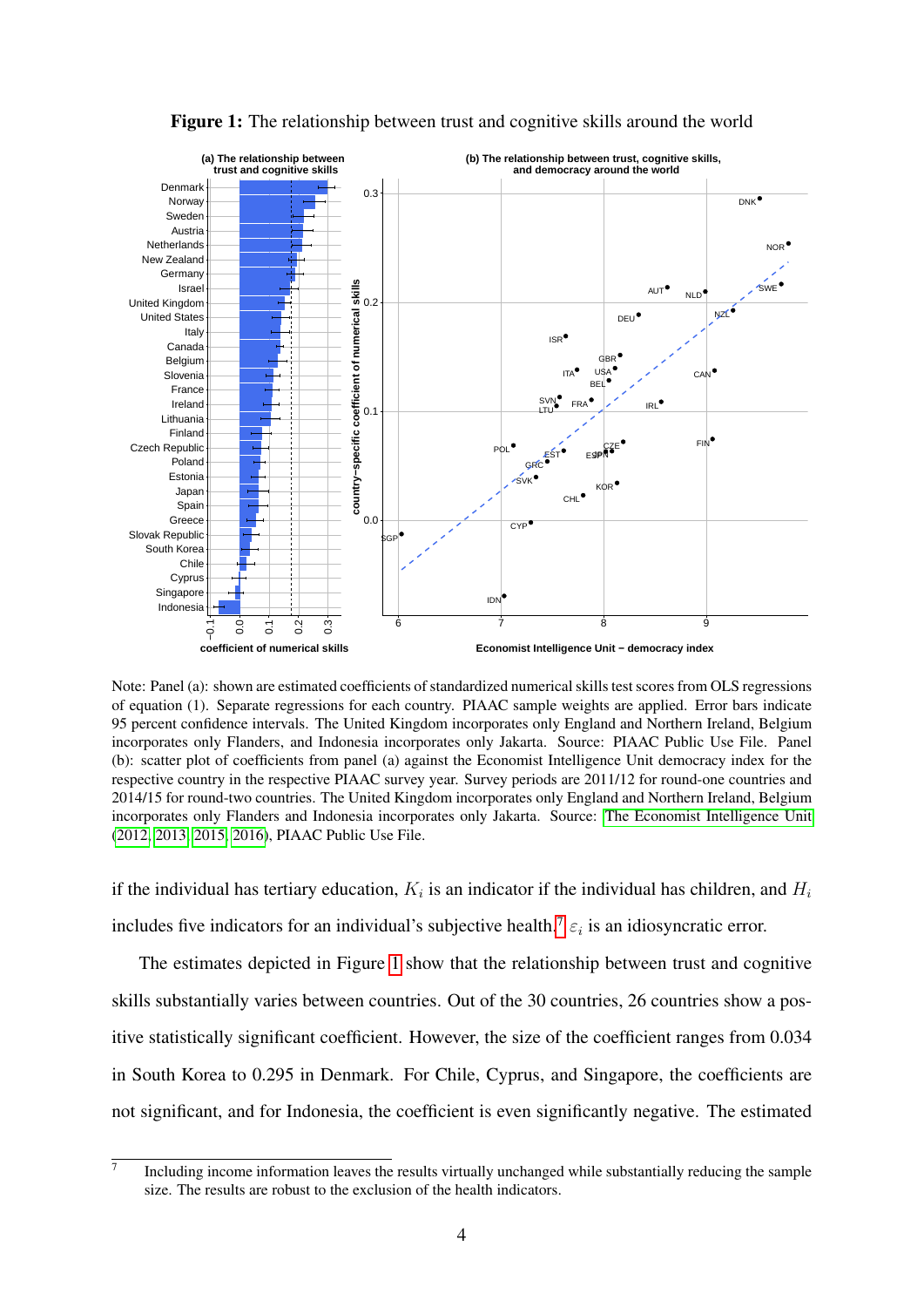**Figure 1:** The relationship between trust and cognitive skills around the world

Note: Panel (a): shown are estimated coefficients of standardized numerical skills test scores from OLS regressions of equation (1). Separate regressions for each country. PIAAC sample weights are applied. Error bars indicate 95 percent confidence intervals. The United Kingdom incorporates only England and Northern Ireland, Belgium incorporates only Flanders, and Indonesia incorporates only Jakarta. Source: PIAAC Public Use File. Panel (b): scatter plot of coefficients from panel (a) against the Economist Intelligence Unit democracy index for the respective country in the respective PIAAC survey year. Survey periods are 2011/12 for round-one countries and 2014/15 for round-two countries. The United Kingdom incorporates only England and Northern Ireland, Belgium incorporates only Flanders and Indonesia incorporates only Jakarta. Source: The Economist Intelligence Unit (2012, 2013, 2015, 2016), PIAAC Public Use File.

if the individual has tertiary education, $K_i$ is an indicator if the individual has children, and $H_i$ includes five indicators for an individual's subjective health.[7] $\varepsilon_i$ is an idiosyncratic error.

The estimates depicted in Figure 1 show that the relationship between trust and cognitive skills substantially varies between countries. Out of the 30 countries, 26 countries show a positive statistically significant coefficient. However, the size of the coefficient ranges from 0.034 in South Korea to 0.295 in Denmark. For Chile, Cyprus, and Singapore, the coefficients are not significant, and for Indonesia, the coefficient is even significantly negative. The estimated

[7] Including income information leaves the results virtually unchanged while substantially reducing the sample size. The results are robust to the exclusion of the health indicators.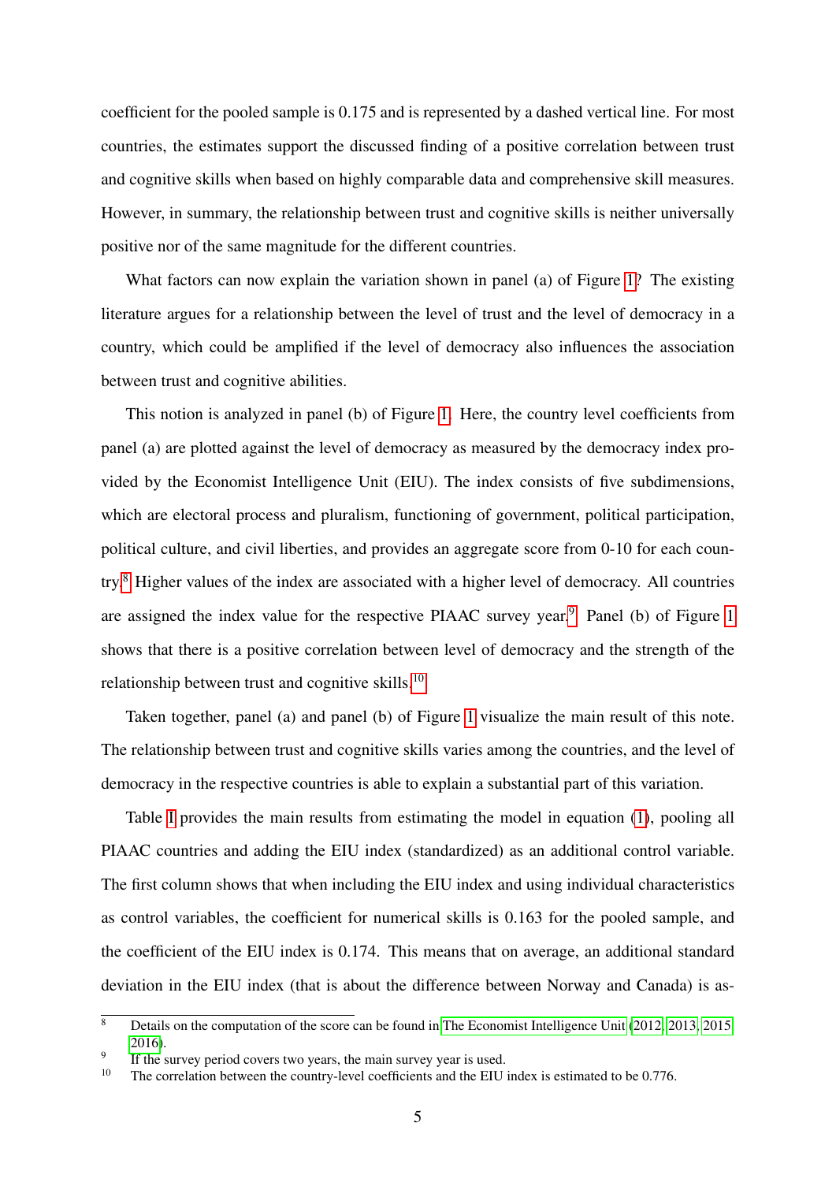coefficient for the pooled sample is 0.175 and is represented by a dashed vertical line. For most countries, the estimates support the discussed finding of a positive correlation between trust and cognitive skills when based on highly comparable data and comprehensive skill measures. However, in summary, the relationship between trust and cognitive skills is neither universally positive nor of the same magnitude for the different countries.

What factors can now explain the variation shown in panel (a) of Figure 1? The existing literature argues for a relationship between the level of trust and the level of democracy in a country, which could be amplified if the level of democracy also influences the association between trust and cognitive abilities.

This notion is analyzed in panel (b) of Figure 1. Here, the country level coefficients from panel (a) are plotted against the level of democracy as measured by the democracy index provided by the Economist Intelligence Unit (EIU). The index consists of five subdimensions, which are electoral process and pluralism, functioning of government, political participation, political culture, and civil liberties, and provides an aggregate score from 0-10 for each country.[8] Higher values of the index are associated with a higher level of democracy. All countries are assigned the index value for the respective PIAAC survey year.[9] Panel (b) of Figure 1 shows that there is a positive correlation between level of democracy and the strength of the relationship between trust and cognitive skills.[10]

Taken together, panel (a) and panel (b) of Figure 1 visualize the main result of this note. The relationship between trust and cognitive skills varies among the countries, and the level of democracy in the respective countries is able to explain a substantial part of this variation.

Table I provides the main results from estimating the model in equation (1), pooling all PIAAC countries and adding the EIU index (standardized) as an additional control variable. The first column shows that when including the EIU index and using individual characteristics as control variables, the coefficient for numerical skills is 0.163 for the pooled sample, and the coefficient of the EIU index is 0.174. This means that on average, an additional standard deviation in the EIU index (that is about the difference between Norway and Canada) is as-

---

[8] Details on the computation of the score can be found in The Economist Intelligence Unit (2012, 2013, 2015, 2016).

[9] If the survey period covers two years, the main survey year is used.

[10] The correlation between the country-level coefficients and the EIU index is estimated to be 0.776.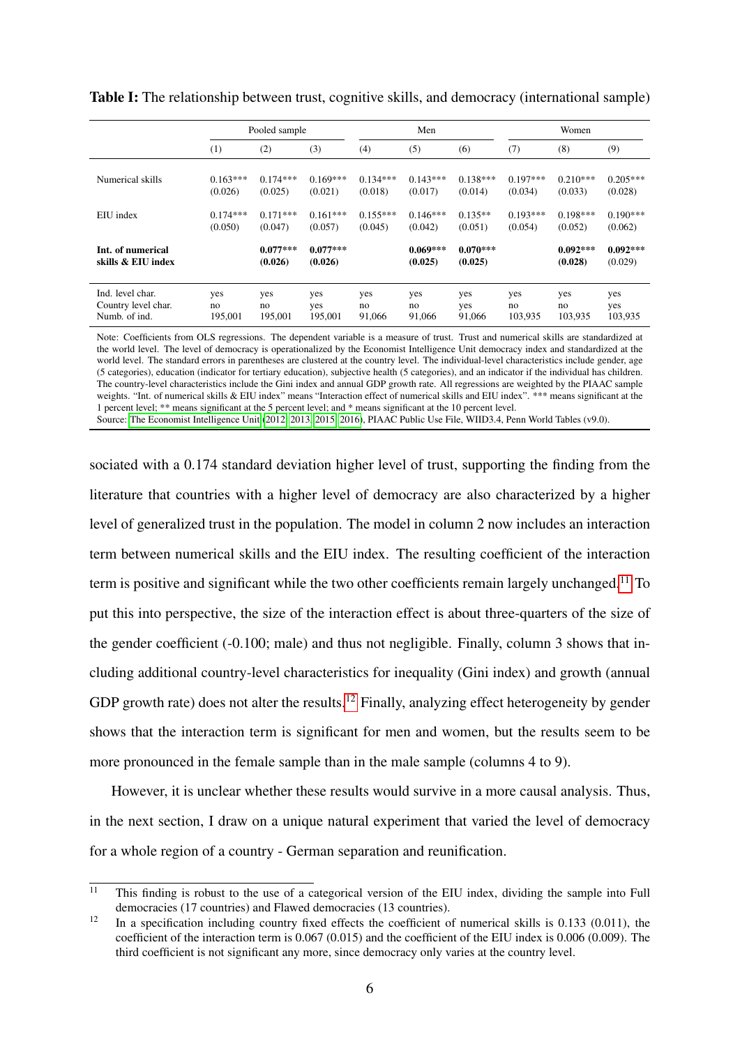**Table I:** The relationship between trust, cognitive skills, and democracy (international sample)

| | Pooled sample | | | Men | | | Women | | |
|---|---|---|---|---|---|---|---|---|---|
| | (1) | (2) | (3) | (4) | (5) | (6) | (7) | (8) | (9) |
| Numerical skills | 0.163*** | 0.174*** | 0.169*** | 0.134*** | 0.143*** | 0.138*** | 0.197*** | 0.210*** | 0.205*** |
| | (0.026) | (0.025) | (0.021) | (0.018) | (0.017) | (0.014) | (0.034) | (0.033) | (0.028) |
| EIU index | 0.174*** | 0.171*** | 0.161*** | 0.155*** | 0.146*** | 0.135** | 0.193*** | 0.198*** | 0.190*** |
| | (0.050) | (0.047) | (0.057) | (0.045) | (0.042) | (0.051) | (0.054) | (0.052) | (0.062) |
| **Int. of numerical skills & EIU index** | | **0.077***** | **0.077***** | | **0.069***** | **0.070***** | | **0.092***** | **0.092***** |
| | | **(0.026)** | **(0.026)** | | **(0.025)** | **(0.025)** | | **(0.028)** | (0.029) |
| Ind. level char. | yes | yes | yes | yes | yes | yes | yes | yes | yes |
| Country level char. | no | no | yes | no | no | yes | no | no | yes |
| Numb. of ind. | 195,001 | 195,001 | 195,001 | 91,066 | 91,066 | 91,066 | 103,935 | 103,935 | 103,935 |

Note: Coefficients from OLS regressions. The dependent variable is a measure of trust. Trust and numerical skills are standardized at the world level. The level of democracy is operationalized by the Economist Intelligence Unit democracy index and standardized at the world level. The standard errors in parentheses are clustered at the country level. The individual-level characteristics include gender, age (5 categories), education (indicator for tertiary education), subjective health (5 categories), and an indicator if the individual has children. The country-level characteristics include the Gini index and annual GDP growth rate. All regressions are weighted by the PIAAC sample weights. "Int. of numerical skills & EIU index" means "Interaction effect of numerical skills and EIU index". *** means significant at the 1 percent level; ** means significant at the 5 percent level; and * means significant at the 10 percent level.
Source: The Economist Intelligence Unit (2012, 2013, 2015, 2016), PIAAC Public Use File, WIID3.4, Penn World Tables (v9.0).

sociated with a 0.174 standard deviation higher level of trust, supporting the finding from the literature that countries with a higher level of democracy are also characterized by a higher level of generalized trust in the population. The model in column 2 now includes an interaction term between numerical skills and the EIU index. The resulting coefficient of the interaction term is positive and significant while the two other coefficients remain largely unchanged.[11] To put this into perspective, the size of the interaction effect is about three-quarters of the size of the gender coefficient (-0.100; male) and thus not negligible. Finally, column 3 shows that including additional country-level characteristics for inequality (Gini index) and growth (annual GDP growth rate) does not alter the results.[12] Finally, analyzing effect heterogeneity by gender shows that the interaction term is significant for men and women, but the results seem to be more pronounced in the female sample than in the male sample (columns 4 to 9).

However, it is unclear whether these results would survive in a more causal analysis. Thus, in the next section, I draw on a unique natural experiment that varied the level of democracy for a whole region of a country - German separation and reunification.

[11] This finding is robust to the use of a categorical version of the EIU index, dividing the sample into Full democracies (17 countries) and Flawed democracies (13 countries).

[12] In a specification including country fixed effects the coefficient of numerical skills is 0.133 (0.011), the coefficient of the interaction term is 0.067 (0.015) and the coefficient of the EIU index is 0.006 (0.009). The third coefficient is not significant any more, since democracy only varies at the country level.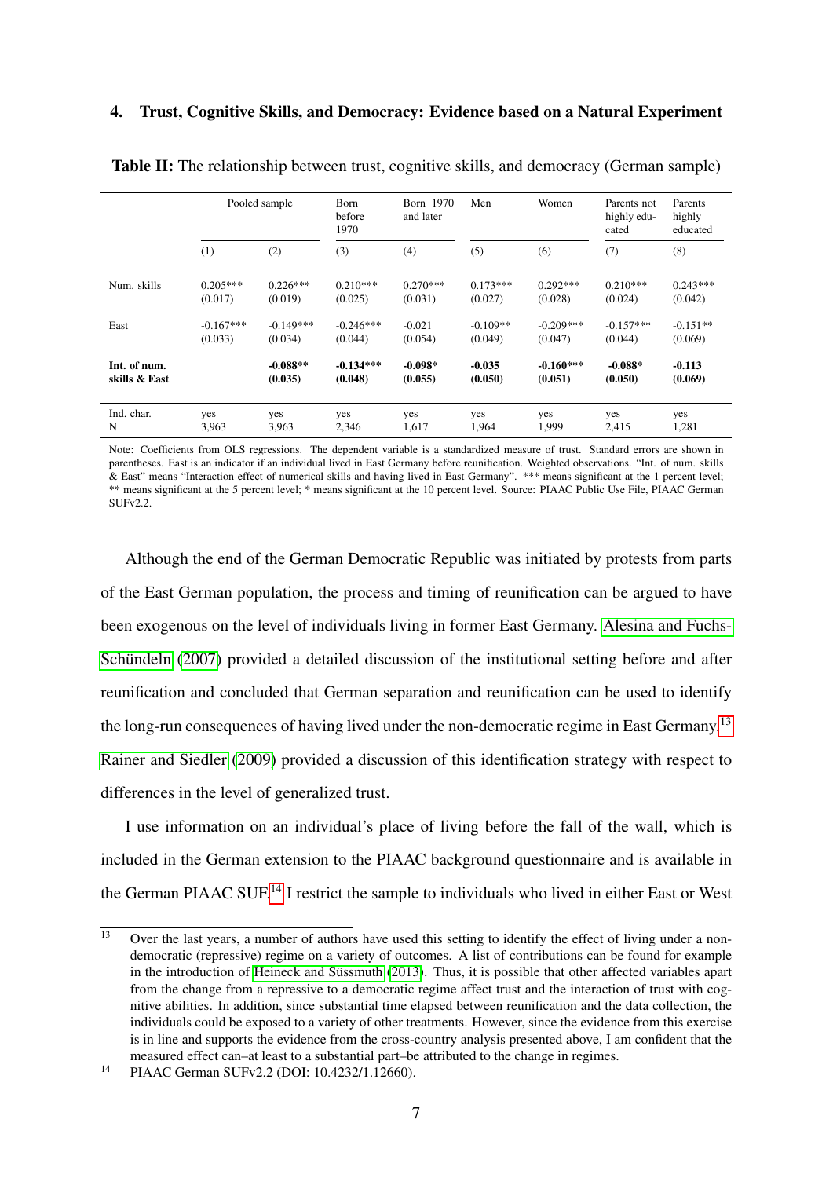## 4. Trust, Cognitive Skills, and Democracy: Evidence based on a Natural Experiment

**Table II:** The relationship between trust, cognitive skills, and democracy (German sample)

| | Pooled sample | | Born before 1970 | Born 1970 and later | Men | Women | Parents not highly educated | Parents highly educated |
|---|---|---|---|---|---|---|---|---|
| | (1) | (2) | (3) | (4) | (5) | (6) | (7) | (8) |
| Num. skills | 0.205*** (0.017) | 0.226*** (0.019) | 0.210*** (0.025) | 0.270*** (0.031) | 0.173*** (0.027) | 0.292*** (0.028) | 0.210*** (0.024) | 0.243*** (0.042) |
| East | -0.167*** (0.033) | -0.149*** (0.034) | -0.246*** (0.044) | -0.021 (0.054) | -0.109** (0.049) | -0.209*** (0.047) | -0.157*** (0.044) | -0.151** (0.069) |
| **Int. of num. skills & East** | | **-0.088\*\* (0.035)** | **-0.134\*\*\* (0.048)** | **-0.098\* (0.055)** | **-0.035 (0.050)** | **-0.160\*\*\* (0.051)** | **-0.088\* (0.050)** | **-0.113 (0.069)** |
| Ind. char. | yes | yes | yes | yes | yes | yes | yes | yes |
| N | 3,963 | 3,963 | 2,346 | 1,617 | 1,964 | 1,999 | 2,415 | 1,281 |

Note: Coefficients from OLS regressions. The dependent variable is a standardized measure of trust. Standard errors are shown in parentheses. East is an indicator if an individual lived in East Germany before reunification. Weighted observations. "Int. of num. skills & East" means "Interaction effect of numerical skills and having lived in East Germany". *** means significant at the 1 percent level; ** means significant at the 5 percent level; * means significant at the 10 percent level. Source: PIAAC Public Use File, PIAAC German SUFv2.2.

Although the end of the German Democratic Republic was initiated by protests from parts of the East German population, the process and timing of reunification can be argued to have been exogenous on the level of individuals living in former East Germany. Alesina and Fuchs-Schündeln (2007) provided a detailed discussion of the institutional setting before and after reunification and concluded that German separation and reunification can be used to identify the long-run consequences of having lived under the non-democratic regime in East Germany.[13] Rainer and Siedler (2009) provided a discussion of this identification strategy with respect to differences in the level of generalized trust.

I use information on an individual's place of living before the fall of the wall, which is included in the German extension to the PIAAC background questionnaire and is available in the German PIAAC SUF.[14] I restrict the sample to individuals who lived in either East or West

[13] Over the last years, a number of authors have used this setting to identify the effect of living under a non-democratic (repressive) regime on a variety of outcomes. A list of contributions can be found for example in the introduction of Heineck and Süssmuth (2013). Thus, it is possible that other affected variables apart from the change from a repressive to a democratic regime affect trust and the interaction of trust with cognitive abilities. In addition, since substantial time elapsed between reunification and the data collection, the individuals could be exposed to a variety of other treatments. However, since the evidence from this exercise is in line and supports the evidence from the cross-country analysis presented above, I am confident that the measured effect can–at least to a substantial part–be attributed to the change in regimes.

[14] PIAAC German SUFv2.2 (DOI: 10.4232/1.12660).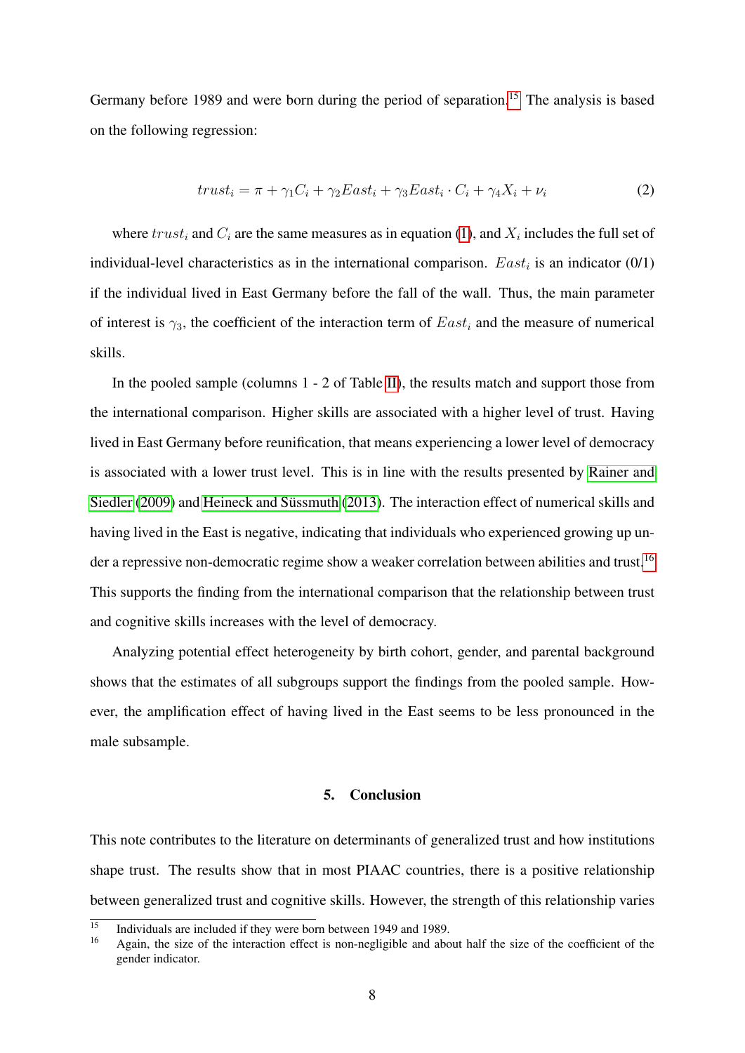Germany before 1989 and were born during the period of separation.[15] The analysis is based on the following regression:

$$trust_i = \pi + \gamma_1 C_i + \gamma_2 East_i + \gamma_3 East_i \cdot C_i + \gamma_4 X_i + \nu_i \tag{2}$$

where $trust_i$ and $C_i$ are the same measures as in equation (1), and $X_i$ includes the full set of individual-level characteristics as in the international comparison. $East_i$ is an indicator (0/1) if the individual lived in East Germany before the fall of the wall. Thus, the main parameter of interest is $\gamma_3$, the coefficient of the interaction term of $East_i$ and the measure of numerical skills.

In the pooled sample (columns 1 - 2 of Table II), the results match and support those from the international comparison. Higher skills are associated with a higher level of trust. Having lived in East Germany before reunification, that means experiencing a lower level of democracy is associated with a lower trust level. This is in line with the results presented by Rainer and Siedler (2009) and Heineck and Süssmuth (2013). The interaction effect of numerical skills and having lived in the East is negative, indicating that individuals who experienced growing up under a repressive non-democratic regime show a weaker correlation between abilities and trust.[16] This supports the finding from the international comparison that the relationship between trust and cognitive skills increases with the level of democracy.

Analyzing potential effect heterogeneity by birth cohort, gender, and parental background shows that the estimates of all subgroups support the findings from the pooled sample. However, the amplification effect of having lived in the East seems to be less pronounced in the male subsample.

## 5. Conclusion

This note contributes to the literature on determinants of generalized trust and how institutions shape trust. The results show that in most PIAAC countries, there is a positive relationship between generalized trust and cognitive skills. However, the strength of this relationship varies

[15] Individuals are included if they were born between 1949 and 1989.

[16] Again, the size of the interaction effect is non-negligible and about half the size of the coefficient of the gender indicator.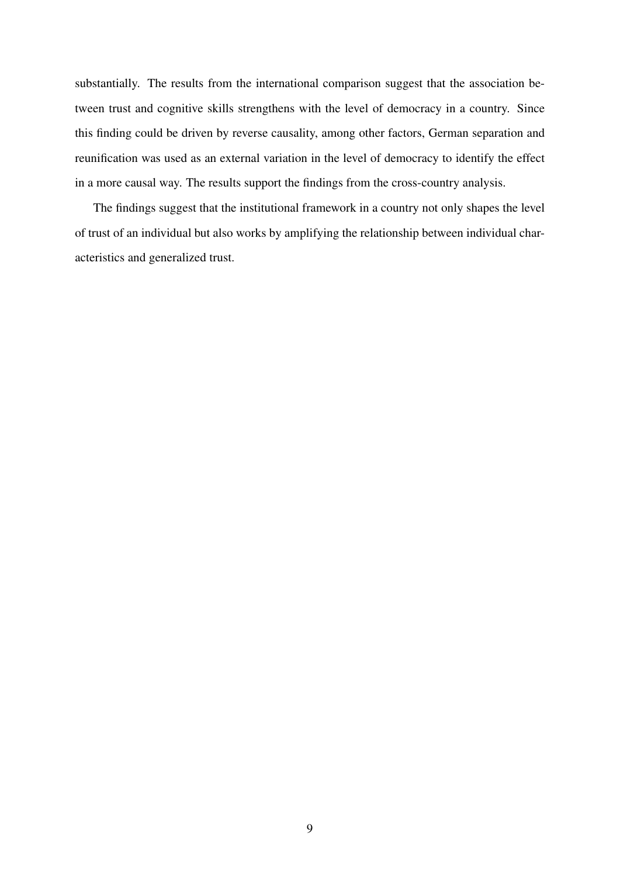substantially. The results from the international comparison suggest that the association between trust and cognitive skills strengthens with the level of democracy in a country. Since this finding could be driven by reverse causality, among other factors, German separation and reunification was used as an external variation in the level of democracy to identify the effect in a more causal way. The results support the findings from the cross-country analysis.

The findings suggest that the institutional framework in a country not only shapes the level of trust of an individual but also works by amplifying the relationship between individual characteristics and generalized trust.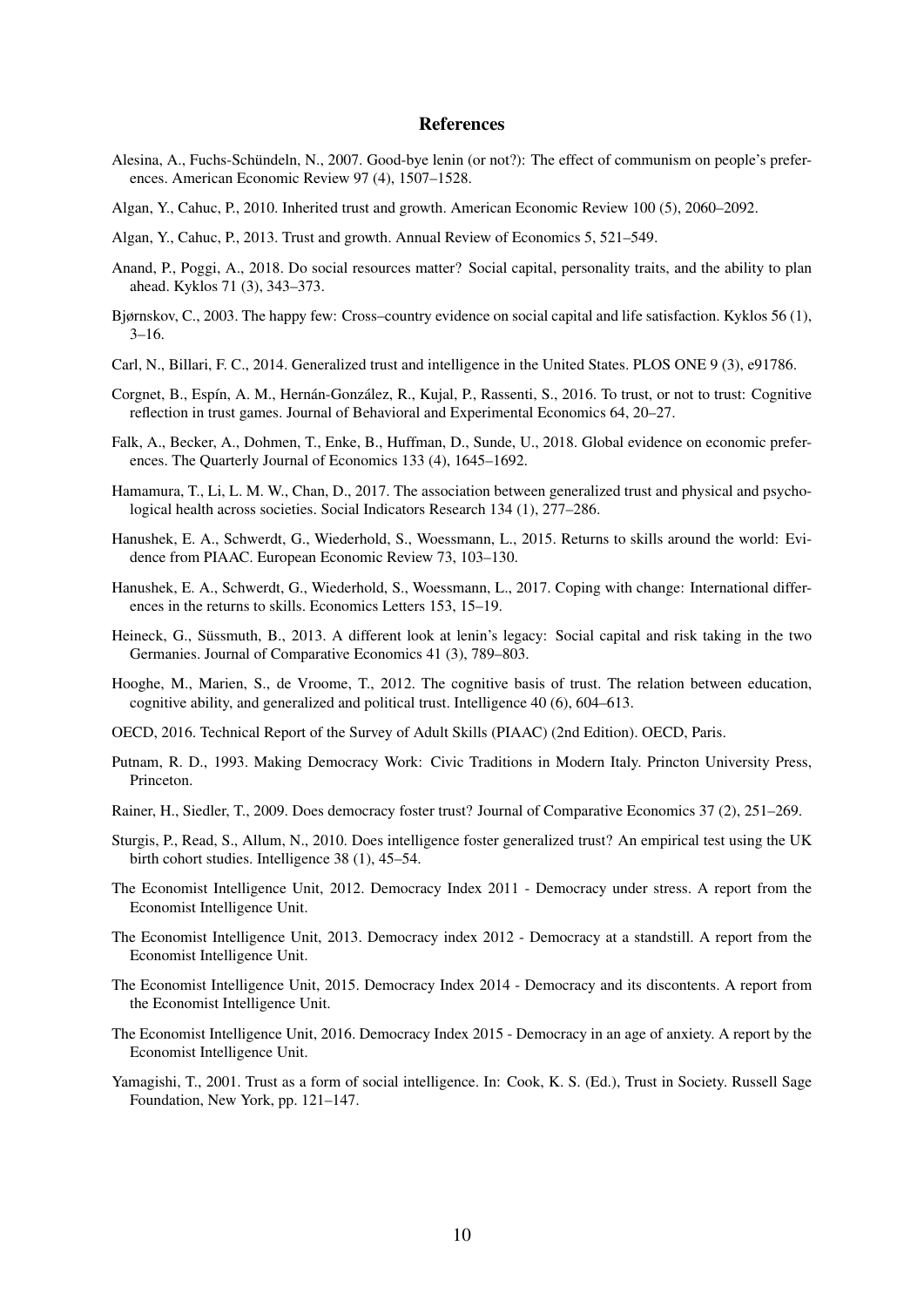## References

Alesina, A., Fuchs-Schündeln, N., 2007. Good-bye lenin (or not?): The effect of communism on people's preferences. American Economic Review 97 (4), 1507–1528.

Algan, Y., Cahuc, P., 2010. Inherited trust and growth. American Economic Review 100 (5), 2060–2092.

Algan, Y., Cahuc, P., 2013. Trust and growth. Annual Review of Economics 5, 521–549.

Anand, P., Poggi, A., 2018. Do social resources matter? Social capital, personality traits, and the ability to plan ahead. Kyklos 71 (3), 343–373.

Bjørnskov, C., 2003. The happy few: Cross–country evidence on social capital and life satisfaction. Kyklos 56 (1), 3–16.

Carl, N., Billari, F. C., 2014. Generalized trust and intelligence in the United States. PLOS ONE 9 (3), e91786.

Corgnet, B., Espín, A. M., Hernán-González, R., Kujal, P., Rassenti, S., 2016. To trust, or not to trust: Cognitive reflection in trust games. Journal of Behavioral and Experimental Economics 64, 20–27.

Falk, A., Becker, A., Dohmen, T., Enke, B., Huffman, D., Sunde, U., 2018. Global evidence on economic preferences. The Quarterly Journal of Economics 133 (4), 1645–1692.

Hamamura, T., Li, L. M. W., Chan, D., 2017. The association between generalized trust and physical and psychological health across societies. Social Indicators Research 134 (1), 277–286.

Hanushek, E. A., Schwerdt, G., Wiederhold, S., Woessmann, L., 2015. Returns to skills around the world: Evidence from PIAAC. European Economic Review 73, 103–130.

Hanushek, E. A., Schwerdt, G., Wiederhold, S., Woessmann, L., 2017. Coping with change: International differences in the returns to skills. Economics Letters 153, 15–19.

Heineck, G., Süssmuth, B., 2013. A different look at lenin's legacy: Social capital and risk taking in the two Germanies. Journal of Comparative Economics 41 (3), 789–803.

Hooghe, M., Marien, S., de Vroome, T., 2012. The cognitive basis of trust. The relation between education, cognitive ability, and generalized and political trust. Intelligence 40 (6), 604–613.

OECD, 2016. Technical Report of the Survey of Adult Skills (PIAAC) (2nd Edition). OECD, Paris.

Putnam, R. D., 1993. Making Democracy Work: Civic Traditions in Modern Italy. Princton University Press, Princeton.

Rainer, H., Siedler, T., 2009. Does democracy foster trust? Journal of Comparative Economics 37 (2), 251–269.

Sturgis, P., Read, S., Allum, N., 2010. Does intelligence foster generalized trust? An empirical test using the UK birth cohort studies. Intelligence 38 (1), 45–54.

The Economist Intelligence Unit, 2012. Democracy Index 2011 - Democracy under stress. A report from the Economist Intelligence Unit.

The Economist Intelligence Unit, 2013. Democracy index 2012 - Democracy at a standstill. A report from the Economist Intelligence Unit.

The Economist Intelligence Unit, 2015. Democracy Index 2014 - Democracy and its discontents. A report from the Economist Intelligence Unit.

The Economist Intelligence Unit, 2016. Democracy Index 2015 - Democracy in an age of anxiety. A report by the Economist Intelligence Unit.

Yamagishi, T., 2001. Trust as a form of social intelligence. In: Cook, K. S. (Ed.), Trust in Society. Russell Sage Foundation, New York, pp. 121–147.